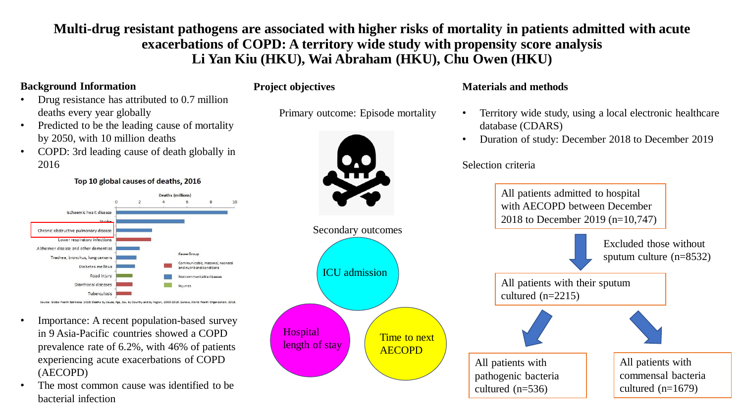# Multi-drug resistant pathogens are associated with higher risks of mortality in patients admitted with acute exacerbations of COPD: A territory wide study with propensity score analysis

**Li Yan Kiu (HKU), Wai Abraham (HKU), Chu Owen (HKU)**

## Background Information

- Drug resistance has attributed to 0.7 million deaths every year globally
- Predicted to be the leading cause of mortality by 2050, with 10 million deaths
- COPD: 3rd leading cause of death globally in 2016

**Top 10 global causes of deaths, 2016**

Deaths (millions)

| Cause | Cause Group |
| --- | --- |
| Ischaemic heart disease | Noncommunicable diseases |
| Stroke | Noncommunicable diseases |
| Chronic obstructive pulmonary disease | Noncommunicable diseases |
| Lower respiratory infections | Communicable, maternal, neonatal and nutritional conditions |
| Alzheimer disease and other dementias | Noncommunicable diseases |
| Trachea, bronchus, lung cancers | Noncommunicable diseases |
| Diabetes mellitus | Noncommunicable diseases |
| Road injury | Injuries |
| Diarrhoeal diseases | Communicable, maternal, neonatal and nutritional conditions |
| Tuberculosis | Communicable, maternal, neonatal and nutritional conditions |

Source: Global Health Estimates 2016: Deaths by Cause, Age, Sex, by Country and by Region, 2000-2016. Geneva, World Health Organization; 2018.

- Importance: A recent population-based survey in 9 Asia-Pacific countries showed a COPD prevalence rate of 6.2%, with 46% of patients experiencing acute exacerbations of COPD (AECOPD)
- The most common cause was identified to be bacterial infection

## Project objectives

Primary outcome: Episode mortality

Secondary outcomes

- ICU admission
- Hospital length of stay
- Time to next AECOPD

## Materials and methods

- Territory wide study, using a local electronic healthcare database (CDARS)
- Duration of study: December 2018 to December 2019

Selection criteria

All patients admitted to hospital with AECOPD between December 2018 to December 2019 (n=10,747)

→ Excluded those without sputum culture (n=8532)

All patients with their sputum cultured (n=2215)

→ All patients with pathogenic bacteria cultured (n=536)

→ All patients with commensal bacteria cultured (n=1679)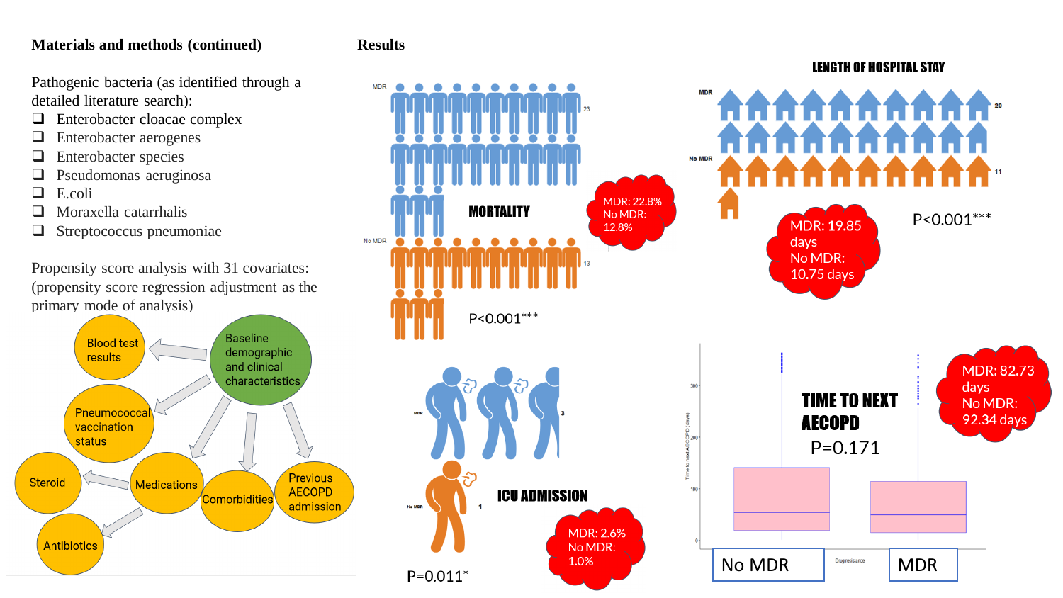**Materials and methods (continued)**

Pathogenic bacteria (as identified through a detailed literature search):

- ❑ Enterobacter cloacae complex
- ❑ Enterobacter aerogenes
- ❑ Enterobacter species
- ❑ Pseudomonas aeruginosa
- ❑ E.coli
- ❑ Moraxella catarrhalis
- ❑ Streptococcus pneumoniae

Propensity score analysis with 31 covariates: (propensity score regression adjustment as the primary mode of analysis)

Baseline demographic and clinical characteristics → Blood test results; Pneumococcal vaccination status; Medications (→ Steroid; Antibiotics); Comorbidities; Previous AECOPD admission

**Results**

**MORTALITY**

MDR: 23; No MDR: 13

MDR: 22.8%
No MDR: 12.8%

$P<0.001^{***}$

**LENGTH OF HOSPITAL STAY**

MDR: 20; No MDR: 11

MDR: 19.85 days
No MDR: 10.75 days

$P<0.001^{***}$

**ICU ADMISSION**

MDR: 3; No MDR: 1

MDR: 2.6%
No MDR: 1.0%

$P=0.011^{*}$

**TIME TO NEXT AECOPD**

$P=0.171$

MDR: 82.73 days
No MDR: 92.34 days

Time to next AECOPD (days): 0, 100, 200, 300

Drug resistance: No MDR, MDR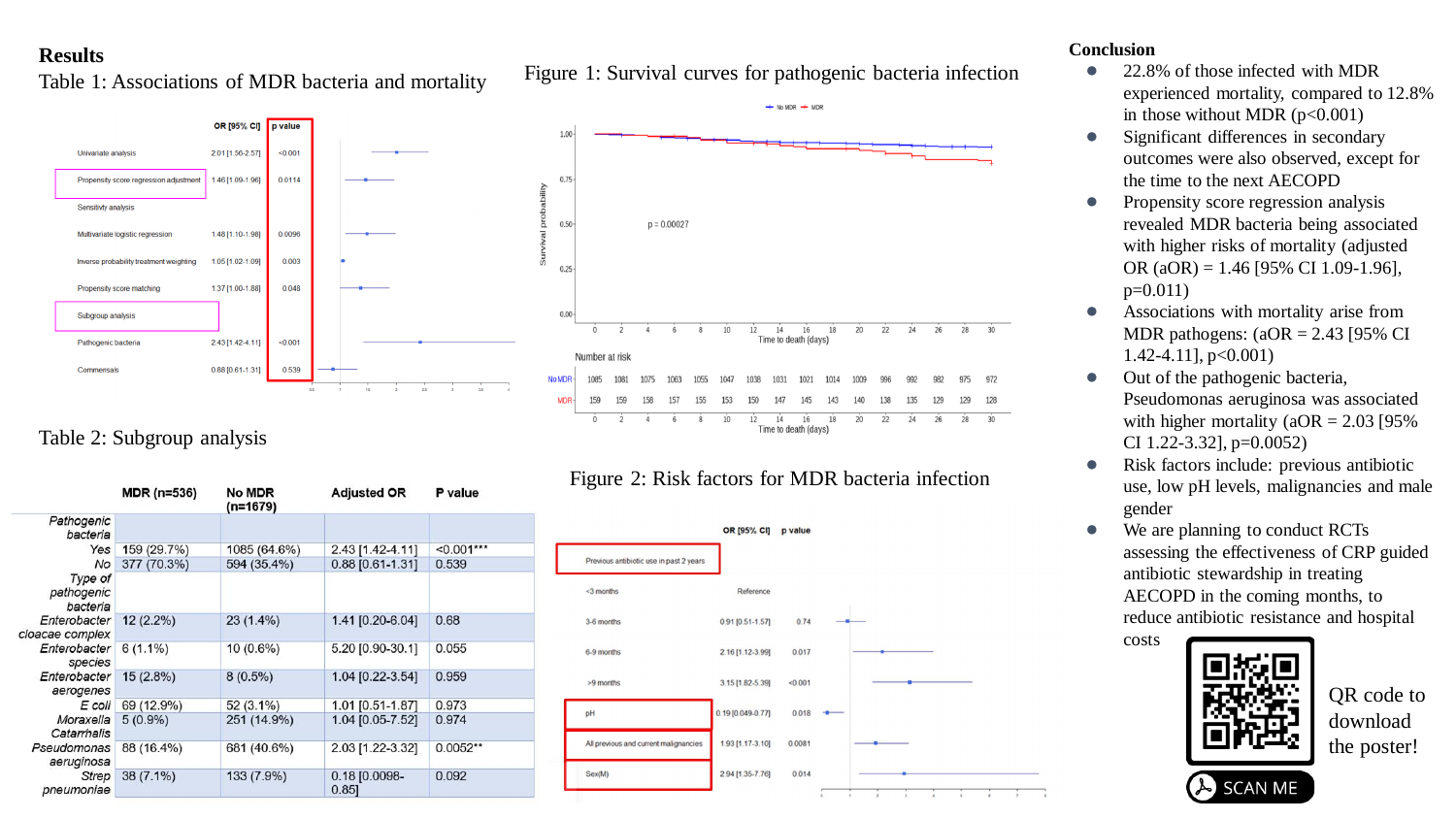## Results

### Table 1: Associations of MDR bacteria and mortality

OR [95% CI] | p value

Univariate analysis 2.01 [1.56-2.57] <0.001

Propensity score regression adjustment 1.46 [1.09-1.96] 0.0114

Sensitivity analysis

Multivariate logistic regression 1.48 [1.10-1.98] 0.0096

Inverse probability treatment weighting 1.05 [1.02-1.09] 0.003

Propensity score matching 1.37 [1.00-1.88] 0.048

Subgroup analysis

Pathogenic bacteria 2.43 [1.42-4.11] <0.001

Commensals 0.88 [0.61-1.31] 0.539

### Table 2: Subgroup analysis

| | MDR (n=536) | No MDR (n=1679) | Adjusted OR | P value |
|---|---|---|---|---|
| *Pathogenic bacteria* | | | | |
| *Yes* | 159 (29.7%) | 1085 (64.6%) | 2.43 [1.42-4.11] | <0.001*** |
| *No* | 377 (70.3%) | 594 (35.4%) | 0.88 [0.61-1.31] | 0.539 |
| *Type of pathogenic bacteria* | | | | |
| *Enterobacter cloacae complex* | 12 (2.2%) | 23 (1.4%) | 1.41 [0.20-6.04] | 0.68 |
| *Enterobacter species* | 6 (1.1%) | 10 (0.6%) | 5.20 [0.90-30.1] | 0.055 |
| *Enterobacter aerogenes* | 15 (2.8%) | 8 (0.5%) | 1.04 [0.22-3.54] | 0.959 |
| *E coli* | 69 (12.9%) | 52 (3.1%) | 1.01 [0.51-1.87] | 0.973 |
| *Moraxella Catarrhalis* | 5 (0.9%) | 251 (14.9%) | 1.04 [0.05-7.52] | 0.974 |
| *Pseudomonas aeruginosa* | 88 (16.4%) | 681 (40.6%) | 2.03 [1.22-3.32] | 0.0052** |
| *Strep pneumoniae* | 38 (7.1%) | 133 (7.9%) | 0.18 [0.0098-0.85] | 0.092 |

### Figure 1: Survival curves for pathogenic bacteria infection

No MDR — MDR

Survival probability

1.00
0.75
0.50
0.25
0.00

p = 0.00027

0 2 4 6 8 10 12 14 16 18 20 22 24 26 28 30

Time to death (days)

Number at risk

No MDR 1085 1081 1075 1063 1055 1047 1038 1031 1021 1014 1009 996 992 982 975 972

MDR 159 159 158 157 155 153 150 147 145 143 140 138 135 129 129 128

0 2 4 6 8 10 12 14 16 18 20 22 24 26 28 30

Time to death (days)

### Figure 2: Risk factors for MDR bacteria infection

OR [95% CI] | p value

Previous antibiotic use in past 2 years

<3 months Reference

3-6 months 0.91 [0.51-1.57] 0.74

6-9 months 2.16 [1.12-3.99] 0.017

>9 months 3.15 [1.82-5.39] <0.001

pH 0.19 [0.049-0.77] 0.018

All previous and current malignancies 1.93 [1.17-3.10] 0.0081

Sex(M) 2.94 [1.35-7.76] 0.014

## Conclusion

- 22.8% of those infected with MDR experienced mortality, compared to 12.8% in those without MDR (p<0.001)
- Significant differences in secondary outcomes were also observed, except for the time to the next AECOPD
- Propensity score regression analysis revealed MDR bacteria being associated with higher risks of mortality (adjusted OR (aOR) = 1.46 [95% CI 1.09-1.96], p=0.011)
- Associations with mortality arise from MDR pathogens: (aOR = 2.43 [95% CI 1.42-4.11], p<0.001)
- Out of the pathogenic bacteria, Pseudomonas aeruginosa was associated with higher mortality (aOR = 2.03 [95% CI 1.22-3.32], p=0.0052)
- Risk factors include: previous antibiotic use, low pH levels, malignancies and male gender
- We are planning to conduct RCTs assessing the effectiveness of CRP guided antibiotic stewardship in treating AECOPD in the coming months, to reduce antibiotic resistance and hospital costs

QR code to download the poster!

SCAN ME